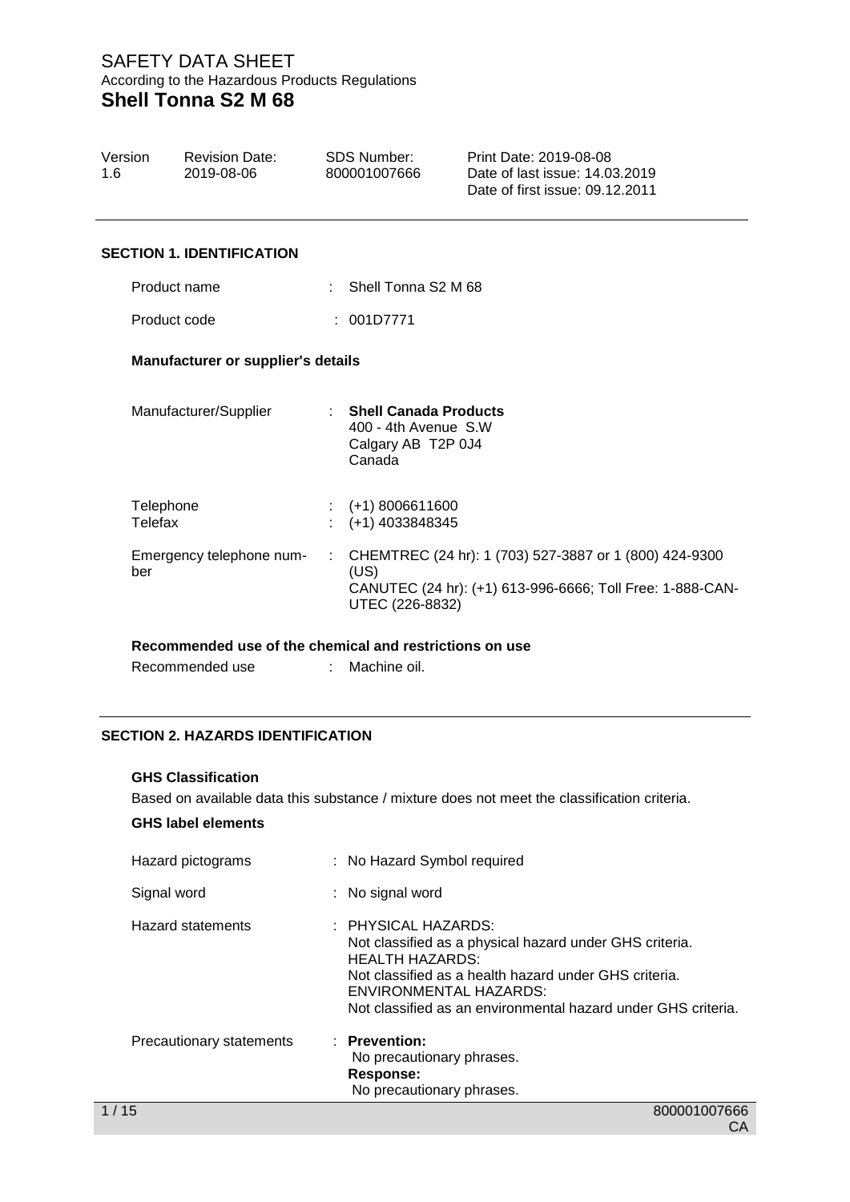# SAFETY DATA SHEET

According to the Hazardous Products Regulations

**Shell Tonna S2 M 68**

| Version | Revision Date: | SDS Number: | Print Date: 2019-08-08 |
|---|---|---|---|
| 1.6 | 2019-08-06 | 800001007666 | Date of last issue: 14.03.2019 |
| | | | Date of first issue: 09.12.2011 |

## SECTION 1. IDENTIFICATION

Product name : Shell Tonna S2 M 68

Product code : 001D7771

### Manufacturer or supplier's details

Manufacturer/Supplier : **Shell Canada Products**
400 - 4th Avenue S.W
Calgary AB T2P 0J4
Canada

Telephone : (+1) 8006611600

Telefax : (+1) 4033848345

Emergency telephone number : CHEMTREC (24 hr): 1 (703) 527-3887 or 1 (800) 424-9300 (US)
CANUTEC (24 hr): (+1) 613-996-6666; Toll Free: 1-888-CAN-UTEC (226-8832)

### Recommended use of the chemical and restrictions on use

Recommended use : Machine oil.

## SECTION 2. HAZARDS IDENTIFICATION

### GHS Classification

Based on available data this substance / mixture does not meet the classification criteria.

### GHS label elements

Hazard pictograms : No Hazard Symbol required

Signal word : No signal word

Hazard statements : PHYSICAL HAZARDS:
Not classified as a physical hazard under GHS criteria.
HEALTH HAZARDS:
Not classified as a health hazard under GHS criteria.
ENVIRONMENTAL HAZARDS:
Not classified as an environmental hazard under GHS criteria.

Precautionary statements : **Prevention:**
No precautionary phrases.
**Response:**
No precautionary phrases.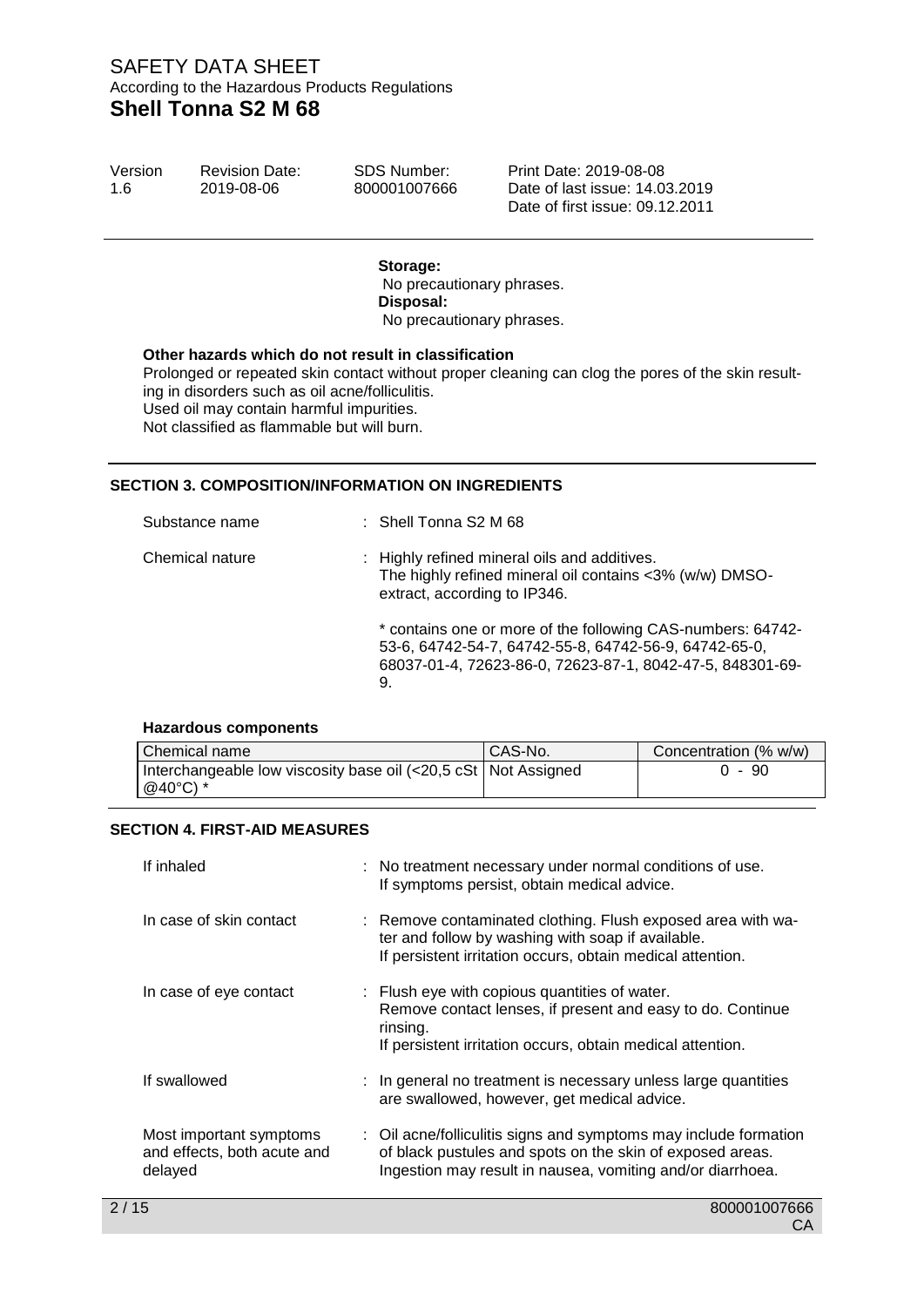**Storage:**
No precautionary phrases.
**Disposal:**
No precautionary phrases.

**Other hazards which do not result in classification**

Prolonged or repeated skin contact without proper cleaning can clog the pores of the skin resulting in disorders such as oil acne/folliculitis.
Used oil may contain harmful impurities.
Not classified as flammable but will burn.

## SECTION 3. COMPOSITION/INFORMATION ON INGREDIENTS

Substance name : Shell Tonna S2 M 68

Chemical nature : Highly refined mineral oils and additives.
The highly refined mineral oil contains <3% (w/w) DMSO-extract, according to IP346.

* contains one or more of the following CAS-numbers: 64742-53-6, 64742-54-7, 64742-55-8, 64742-56-9, 64742-65-0, 68037-01-4, 72623-86-0, 72623-87-1, 8042-47-5, 848301-69-9.

**Hazardous components**

| Chemical name | CAS-No. | Concentration (% w/w) |
|---|---|---|
| Interchangeable low viscosity base oil (<20,5 cSt @40°C) * | Not Assigned | 0 - 90 |

## SECTION 4. FIRST-AID MEASURES

If inhaled : No treatment necessary under normal conditions of use.
If symptoms persist, obtain medical advice.

In case of skin contact : Remove contaminated clothing. Flush exposed area with water and follow by washing with soap if available.
If persistent irritation occurs, obtain medical attention.

In case of eye contact : Flush eye with copious quantities of water.
Remove contact lenses, if present and easy to do. Continue rinsing.
If persistent irritation occurs, obtain medical attention.

If swallowed : In general no treatment is necessary unless large quantities are swallowed, however, get medical advice.

Most important symptoms and effects, both acute and delayed : Oil acne/folliculitis signs and symptoms may include formation of black pustules and spots on the skin of exposed areas.
Ingestion may result in nausea, vomiting and/or diarrhoea.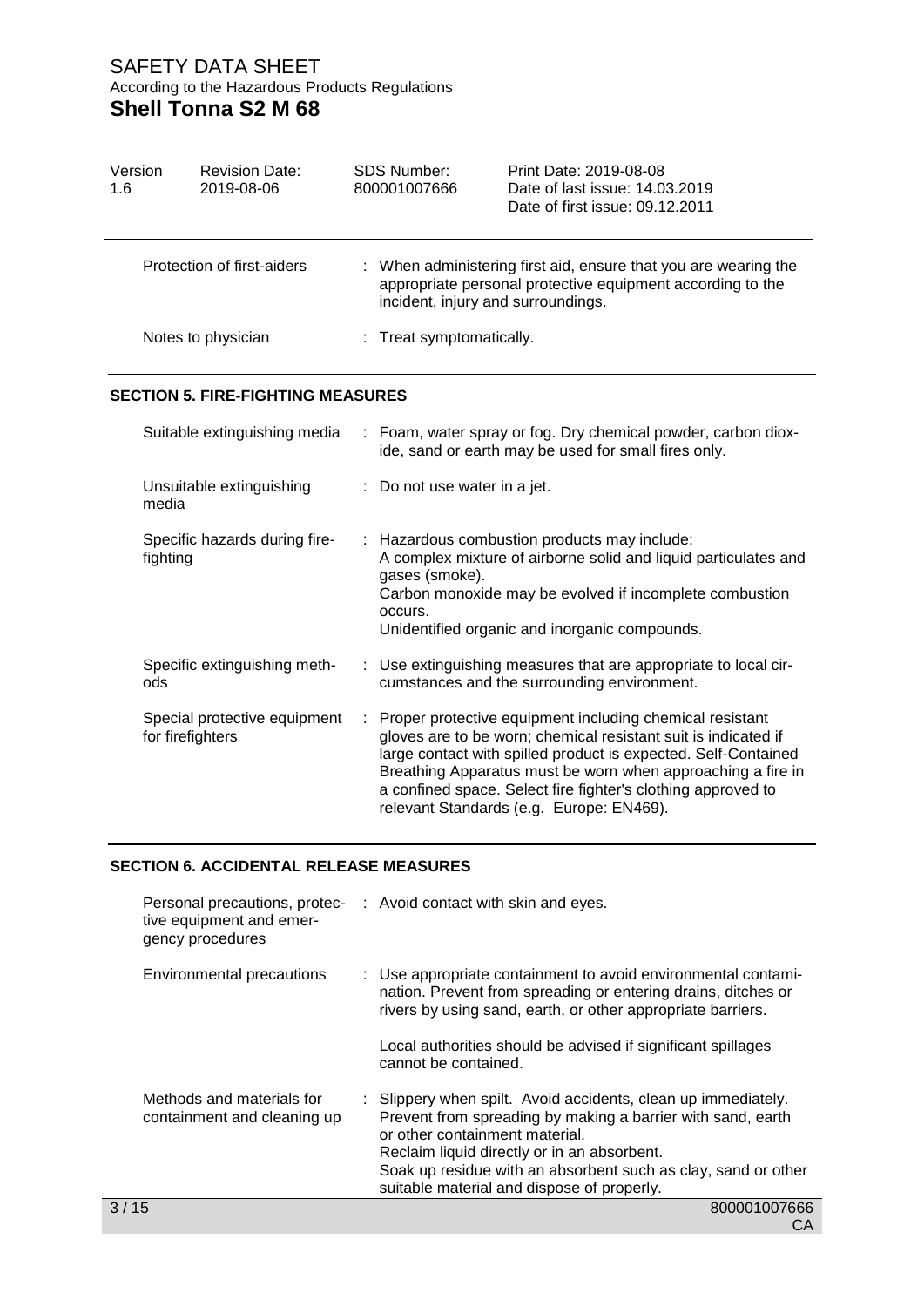| | |
|---|---|
| Protection of first-aiders | : When administering first aid, ensure that you are wearing the appropriate personal protective equipment according to the incident, injury and surroundings. |
| Notes to physician | : Treat symptomatically. |

## SECTION 5. FIRE-FIGHTING MEASURES

| | |
|---|---|
| Suitable extinguishing media | : Foam, water spray or fog. Dry chemical powder, carbon dioxide, sand or earth may be used for small fires only. |
| Unsuitable extinguishing media | : Do not use water in a jet. |
| Specific hazards during firefighting | : Hazardous combustion products may include:<br>A complex mixture of airborne solid and liquid particulates and gases (smoke).<br>Carbon monoxide may be evolved if incomplete combustion occurs.<br>Unidentified organic and inorganic compounds. |
| Specific extinguishing methods | : Use extinguishing measures that are appropriate to local circumstances and the surrounding environment. |
| Special protective equipment for firefighters | : Proper protective equipment including chemical resistant gloves are to be worn; chemical resistant suit is indicated if large contact with spilled product is expected. Self-Contained Breathing Apparatus must be worn when approaching a fire in a confined space. Select fire fighter's clothing approved to relevant Standards (e.g. Europe: EN469). |

## SECTION 6. ACCIDENTAL RELEASE MEASURES

| | |
|---|---|
| Personal precautions, protective equipment and emergency procedures | : Avoid contact with skin and eyes. |
| Environmental precautions | : Use appropriate containment to avoid environmental contamination. Prevent from spreading or entering drains, ditches or rivers by using sand, earth, or other appropriate barriers.<br><br>Local authorities should be advised if significant spillages cannot be contained. |
| Methods and materials for containment and cleaning up | : Slippery when spilt. Avoid accidents, clean up immediately. Prevent from spreading by making a barrier with sand, earth or other containment material.<br>Reclaim liquid directly or in an absorbent.<br>Soak up residue with an absorbent such as clay, sand or other suitable material and dispose of properly. |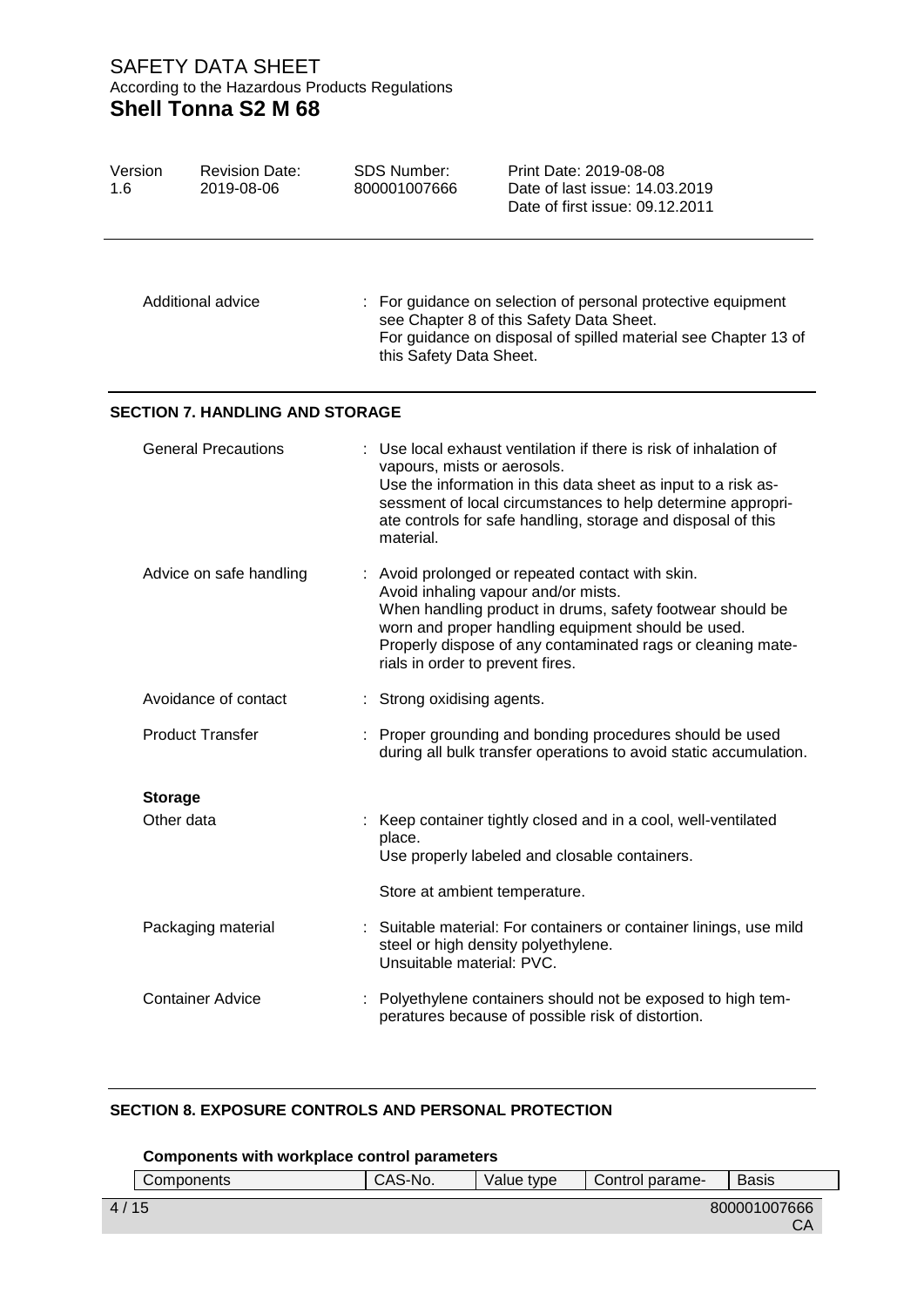| | |
|---|---|
| Additional advice | : For guidance on selection of personal protective equipment see Chapter 8 of this Safety Data Sheet. For guidance on disposal of spilled material see Chapter 13 of this Safety Data Sheet. |

## SECTION 7. HANDLING AND STORAGE

| | |
|---|---|
| General Precautions | : Use local exhaust ventilation if there is risk of inhalation of vapours, mists or aerosols. Use the information in this data sheet as input to a risk assessment of local circumstances to help determine appropriate controls for safe handling, storage and disposal of this material. |
| Advice on safe handling | : Avoid prolonged or repeated contact with skin. Avoid inhaling vapour and/or mists. When handling product in drums, safety footwear should be worn and proper handling equipment should be used. Properly dispose of any contaminated rags or cleaning materials in order to prevent fires. |
| Avoidance of contact | : Strong oxidising agents. |
| Product Transfer | : Proper grounding and bonding procedures should be used during all bulk transfer operations to avoid static accumulation. |

**Storage**

| | |
|---|---|
| Other data | : Keep container tightly closed and in a cool, well-ventilated place. Use properly labeled and closable containers. <br><br> Store at ambient temperature. |
| Packaging material | : Suitable material: For containers or container linings, use mild steel or high density polyethylene. Unsuitable material: PVC. |
| Container Advice | : Polyethylene containers should not be exposed to high temperatures because of possible risk of distortion. |

## SECTION 8. EXPOSURE CONTROLS AND PERSONAL PROTECTION

**Components with workplace control parameters**

| Components | CAS-No. | Value type | Control parame- | Basis |
|---|---|---|---|---|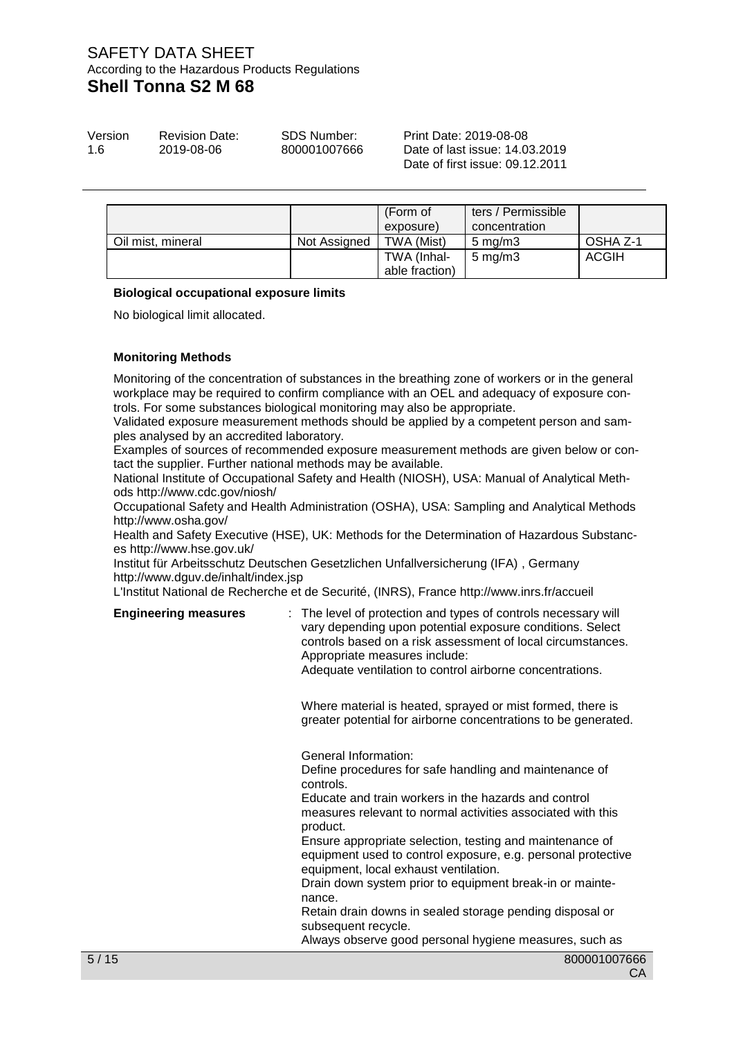| | | (Form of exposure) | ters / Permissible concentration | |
|---|---|---|---|---|
| Oil mist, mineral | Not Assigned | TWA (Mist) | 5 mg/m3 | OSHA Z-1 |
| | | TWA (Inhalable fraction) | 5 mg/m3 | ACGIH |

**Biological occupational exposure limits**

No biological limit allocated.

**Monitoring Methods**

Monitoring of the concentration of substances in the breathing zone of workers or in the general workplace may be required to confirm compliance with an OEL and adequacy of exposure controls. For some substances biological monitoring may also be appropriate.
Validated exposure measurement methods should be applied by a competent person and samples analysed by an accredited laboratory.
Examples of sources of recommended exposure measurement methods are given below or contact the supplier. Further national methods may be available.
National Institute of Occupational Safety and Health (NIOSH), USA: Manual of Analytical Methods http://www.cdc.gov/niosh/
Occupational Safety and Health Administration (OSHA), USA: Sampling and Analytical Methods http://www.osha.gov/
Health and Safety Executive (HSE), UK: Methods for the Determination of Hazardous Substances http://www.hse.gov.uk/
Institut für Arbeitsschutz Deutschen Gesetzlichen Unfallversicherung (IFA) , Germany http://www.dguv.de/inhalt/index.jsp
L'Institut National de Recherche et de Securité, (INRS), France http://www.inrs.fr/accueil

**Engineering measures** : The level of protection and types of controls necessary will vary depending upon potential exposure conditions. Select controls based on a risk assessment of local circumstances. Appropriate measures include:
Adequate ventilation to control airborne concentrations.

Where material is heated, sprayed or mist formed, there is greater potential for airborne concentrations to be generated.

General Information:
Define procedures for safe handling and maintenance of controls.
Educate and train workers in the hazards and control measures relevant to normal activities associated with this product.
Ensure appropriate selection, testing and maintenance of equipment used to control exposure, e.g. personal protective equipment, local exhaust ventilation.
Drain down system prior to equipment break-in or maintenance.
Retain drain downs in sealed storage pending disposal or subsequent recycle.
Always observe good personal hygiene measures, such as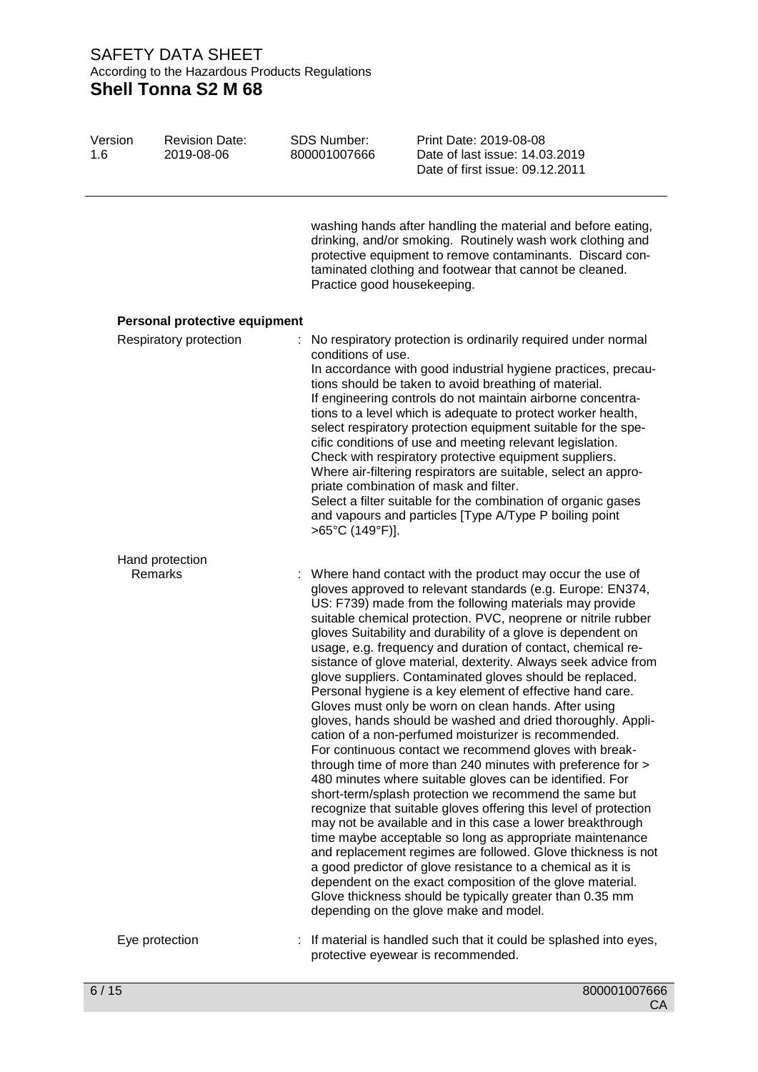washing hands after handling the material and before eating, drinking, and/or smoking. Routinely wash work clothing and protective equipment to remove contaminants. Discard contaminated clothing and footwear that cannot be cleaned. Practice good housekeeping.

### Personal protective equipment

**Respiratory protection** : No respiratory protection is ordinarily required under normal conditions of use.
In accordance with good industrial hygiene practices, precautions should be taken to avoid breathing of material.
If engineering controls do not maintain airborne concentrations to a level which is adequate to protect worker health, select respiratory protection equipment suitable for the specific conditions of use and meeting relevant legislation.
Check with respiratory protective equipment suppliers.
Where air-filtering respirators are suitable, select an appropriate combination of mask and filter.
Select a filter suitable for the combination of organic gases and vapours and particles [Type A/Type P boiling point >65°C (149°F)].

**Hand protection**

Remarks : Where hand contact with the product may occur the use of gloves approved to relevant standards (e.g. Europe: EN374, US: F739) made from the following materials may provide suitable chemical protection. PVC, neoprene or nitrile rubber gloves Suitability and durability of a glove is dependent on usage, e.g. frequency and duration of contact, chemical resistance of glove material, dexterity. Always seek advice from glove suppliers. Contaminated gloves should be replaced. Personal hygiene is a key element of effective hand care. Gloves must only be worn on clean hands. After using gloves, hands should be washed and dried thoroughly. Application of a non-perfumed moisturizer is recommended. For continuous contact we recommend gloves with breakthrough time of more than 240 minutes with preference for > 480 minutes where suitable gloves can be identified. For short-term/splash protection we recommend the same but recognize that suitable gloves offering this level of protection may not be available and in this case a lower breakthrough time maybe acceptable so long as appropriate maintenance and replacement regimes are followed. Glove thickness is not a good predictor of glove resistance to a chemical as it is dependent on the exact composition of the glove material. Glove thickness should be typically greater than 0.35 mm depending on the glove make and model.

**Eye protection** : If material is handled such that it could be splashed into eyes, protective eyewear is recommended.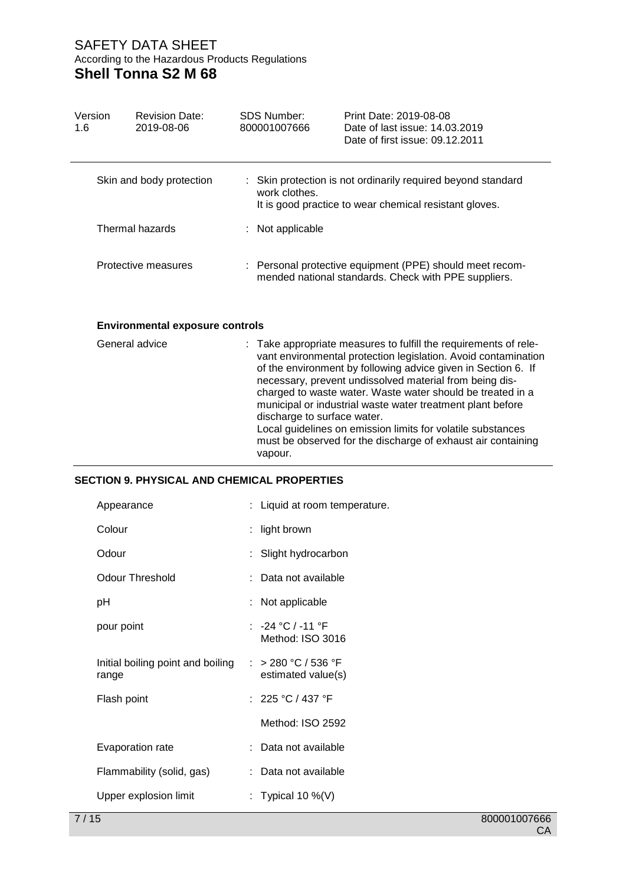| | |
|---|---|
| Skin and body protection | : Skin protection is not ordinarily required beyond standard work clothes.<br>It is good practice to wear chemical resistant gloves. |
| Thermal hazards | : Not applicable |
| Protective measures | : Personal protective equipment (PPE) should meet recommended national standards. Check with PPE suppliers. |

**Environmental exposure controls**

| | |
|---|---|
| General advice | : Take appropriate measures to fulfill the requirements of relevant environmental protection legislation. Avoid contamination of the environment by following advice given in Section 6. If necessary, prevent undissolved material from being discharged to waste water. Waste water should be treated in a municipal or industrial waste water treatment plant before discharge to surface water.<br>Local guidelines on emission limits for volatile substances must be observed for the discharge of exhaust air containing vapour. |

## SECTION 9. PHYSICAL AND CHEMICAL PROPERTIES

| | |
|---|---|
| Appearance | : Liquid at room temperature. |
| Colour | : light brown |
| Odour | : Slight hydrocarbon |
| Odour Threshold | : Data not available |
| pH | : Not applicable |
| pour point | : -24 °C / -11 °F<br>Method: ISO 3016 |
| Initial boiling point and boiling range | : > 280 °C / 536 °F<br>estimated value(s) |
| Flash point | : 225 °C / 437 °F<br>Method: ISO 2592 |
| Evaporation rate | : Data not available |
| Flammability (solid, gas) | : Data not available |
| Upper explosion limit | : Typical 10 %(V) |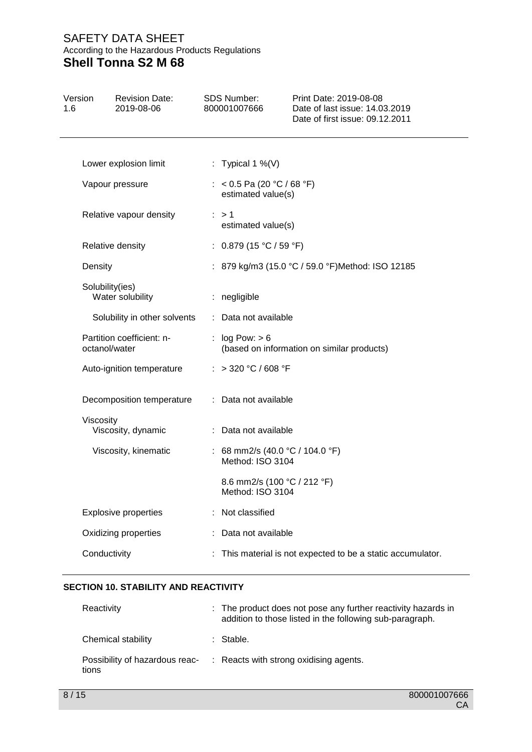| | |
|---|---|
| Lower explosion limit | : Typical 1 %(V) |
| Vapour pressure | : < 0.5 Pa (20 °C / 68 °F)<br>estimated value(s) |
| Relative vapour density | : > 1<br>estimated value(s) |
| Relative density | : 0.879 (15 °C / 59 °F) |
| Density | : 879 kg/m3 (15.0 °C / 59.0 °F)Method: ISO 12185 |
| Solubility(ies) | |
| Water solubility | : negligible |
| Solubility in other solvents | : Data not available |
| Partition coefficient: n-octanol/water | : log Pow: > 6<br>(based on information on similar products) |
| Auto-ignition temperature | : > 320 °C / 608 °F |
| Decomposition temperature | : Data not available |
| Viscosity | |
| Viscosity, dynamic | : Data not available |
| Viscosity, kinematic | : 68 mm2/s (40.0 °C / 104.0 °F)<br>Method: ISO 3104<br><br>8.6 mm2/s (100 °C / 212 °F)<br>Method: ISO 3104 |
| Explosive properties | : Not classified |
| Oxidizing properties | : Data not available |
| Conductivity | : This material is not expected to be a static accumulator. |

## SECTION 10. STABILITY AND REACTIVITY

| | |
|---|---|
| Reactivity | : The product does not pose any further reactivity hazards in addition to those listed in the following sub-paragraph. |
| Chemical stability | : Stable. |
| Possibility of hazardous reactions | : Reacts with strong oxidising agents. |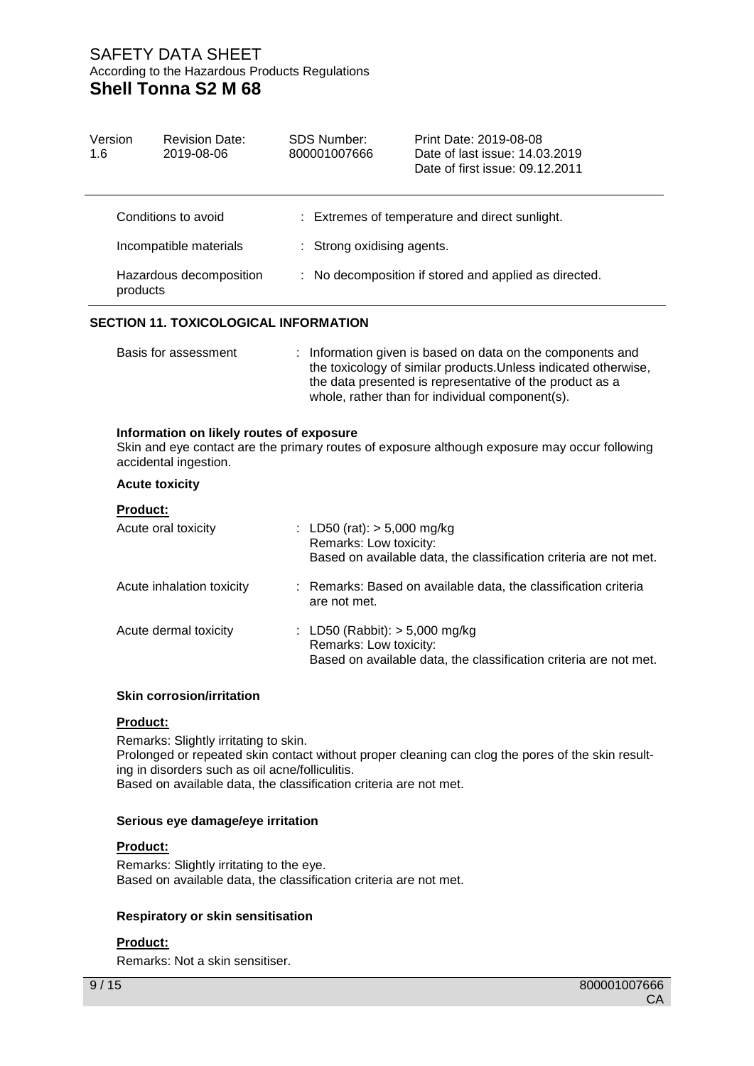| | |
|---|---|
| Conditions to avoid | : Extremes of temperature and direct sunlight. |
| Incompatible materials | : Strong oxidising agents. |
| Hazardous decomposition products | : No decomposition if stored and applied as directed. |

## SECTION 11. TOXICOLOGICAL INFORMATION

| | |
|---|---|
| Basis for assessment | : Information given is based on data on the components and the toxicology of similar products.Unless indicated otherwise, the data presented is representative of the product as a whole, rather than for individual component(s). |

**Information on likely routes of exposure**

Skin and eye contact are the primary routes of exposure although exposure may occur following accidental ingestion.

**Acute toxicity**

**Product:**

| | |
|---|---|
| Acute oral toxicity | : LD50 (rat): > 5,000 mg/kg<br>Remarks: Low toxicity:<br>Based on available data, the classification criteria are not met. |
| Acute inhalation toxicity | : Remarks: Based on available data, the classification criteria are not met. |
| Acute dermal toxicity | : LD50 (Rabbit): > 5,000 mg/kg<br>Remarks: Low toxicity:<br>Based on available data, the classification criteria are not met. |

**Skin corrosion/irritation**

**Product:**

Remarks: Slightly irritating to skin.
Prolonged or repeated skin contact without proper cleaning can clog the pores of the skin resulting in disorders such as oil acne/folliculitis.
Based on available data, the classification criteria are not met.

**Serious eye damage/eye irritation**

**Product:**

Remarks: Slightly irritating to the eye.
Based on available data, the classification criteria are not met.

**Respiratory or skin sensitisation**

**Product:**

Remarks: Not a skin sensitiser.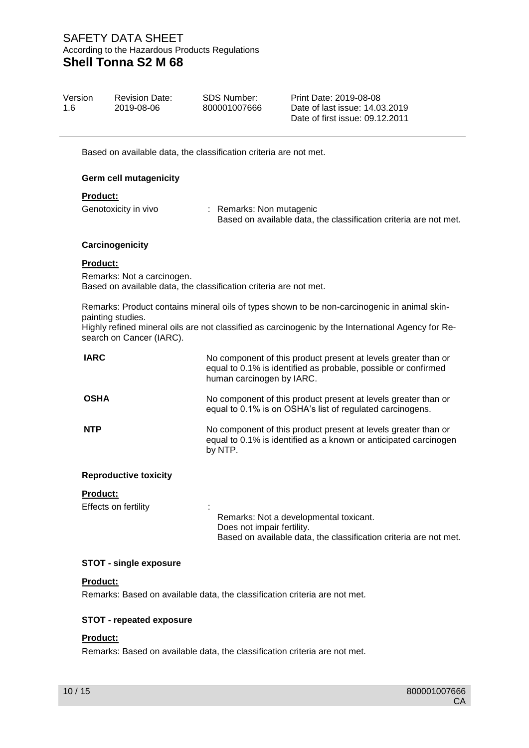Based on available data, the classification criteria are not met.

**Germ cell mutagenicity**

**Product:**

Genotoxicity in vivo : Remarks: Non mutagenic
Based on available data, the classification criteria are not met.

**Carcinogenicity**

**Product:**

Remarks: Not a carcinogen.
Based on available data, the classification criteria are not met.

Remarks: Product contains mineral oils of types shown to be non-carcinogenic in animal skin-painting studies.
Highly refined mineral oils are not classified as carcinogenic by the International Agency for Research on Cancer (IARC).

| | |
|---|---|
| **IARC** | No component of this product present at levels greater than or equal to 0.1% is identified as probable, possible or confirmed human carcinogen by IARC. |
| **OSHA** | No component of this product present at levels greater than or equal to 0.1% is on OSHA's list of regulated carcinogens. |
| **NTP** | No component of this product present at levels greater than or equal to 0.1% is identified as a known or anticipated carcinogen by NTP. |

**Reproductive toxicity**

**Product:**

Effects on fertility :
Remarks: Not a developmental toxicant.
Does not impair fertility.
Based on available data, the classification criteria are not met.

**STOT - single exposure**

**Product:**

Remarks: Based on available data, the classification criteria are not met.

**STOT - repeated exposure**

**Product:**

Remarks: Based on available data, the classification criteria are not met.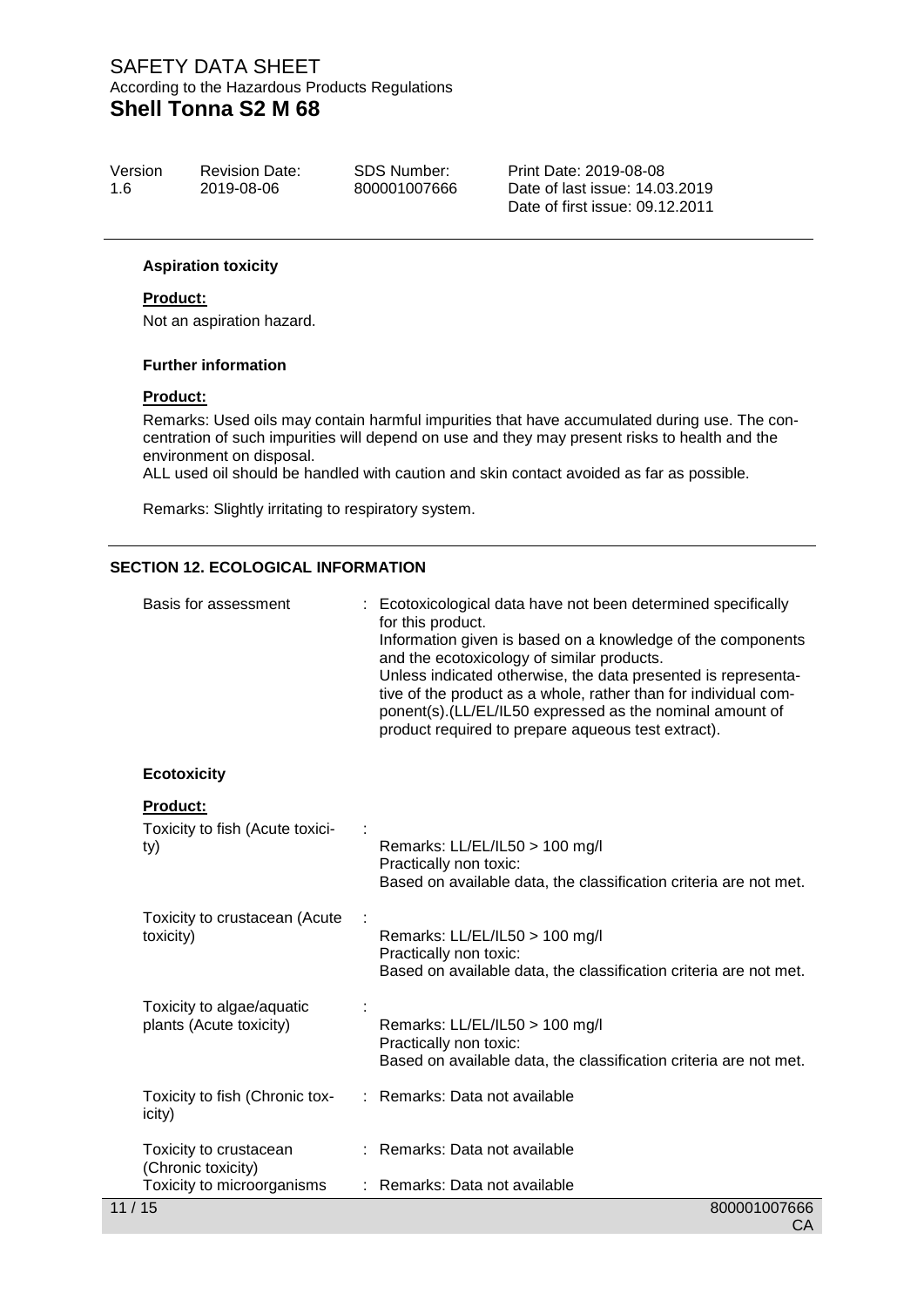#### Aspiration toxicity

**Product:**

Not an aspiration hazard.

#### Further information

**Product:**

Remarks: Used oils may contain harmful impurities that have accumulated during use. The concentration of such impurities will depend on use and they may present risks to health and the environment on disposal.
ALL used oil should be handled with caution and skin contact avoided as far as possible.

Remarks: Slightly irritating to respiratory system.

## SECTION 12. ECOLOGICAL INFORMATION

| | |
|---|---|
| Basis for assessment | : Ecotoxicological data have not been determined specifically for this product.<br>Information given is based on a knowledge of the components and the ecotoxicology of similar products.<br>Unless indicated otherwise, the data presented is representative of the product as a whole, rather than for individual component(s).(LL/EL/IL50 expressed as the nominal amount of product required to prepare aqueous test extract). |

#### Ecotoxicity

**Product:**

| | |
|---|---|
| Toxicity to fish (Acute toxicity) | : Remarks: LL/EL/IL50 > 100 mg/l<br>Practically non toxic:<br>Based on available data, the classification criteria are not met. |
| Toxicity to crustacean (Acute toxicity) | : Remarks: LL/EL/IL50 > 100 mg/l<br>Practically non toxic:<br>Based on available data, the classification criteria are not met. |
| Toxicity to algae/aquatic plants (Acute toxicity) | : Remarks: LL/EL/IL50 > 100 mg/l<br>Practically non toxic:<br>Based on available data, the classification criteria are not met. |
| Toxicity to fish (Chronic toxicity) | : Remarks: Data not available |
| Toxicity to crustacean (Chronic toxicity) | : Remarks: Data not available |
| Toxicity to microorganisms | : Remarks: Data not available |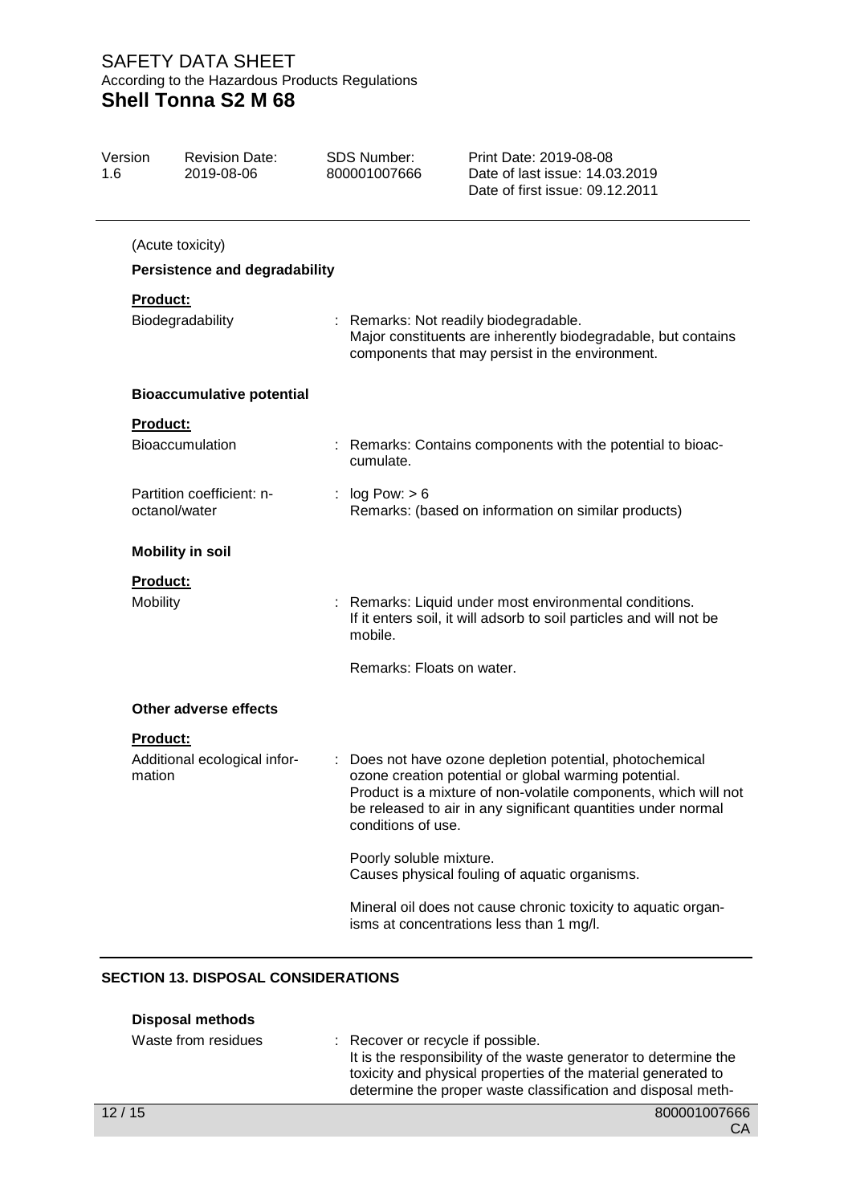(Acute toxicity)

**Persistence and degradability**

**Product:**

Biodegradability : Remarks: Not readily biodegradable.
Major constituents are inherently biodegradable, but contains components that may persist in the environment.

**Bioaccumulative potential**

**Product:**

Bioaccumulation : Remarks: Contains components with the potential to bioaccumulate.

Partition coefficient: n-octanol/water : log Pow: > 6
Remarks: (based on information on similar products)

**Mobility in soil**

**Product:**

Mobility : Remarks: Liquid under most environmental conditions.
If it enters soil, it will adsorb to soil particles and will not be mobile.

Remarks: Floats on water.

**Other adverse effects**

**Product:**

Additional ecological information : Does not have ozone depletion potential, photochemical ozone creation potential or global warming potential.
Product is a mixture of non-volatile components, which will not be released to air in any significant quantities under normal conditions of use.

Poorly soluble mixture.
Causes physical fouling of aquatic organisms.

Mineral oil does not cause chronic toxicity to aquatic organisms at concentrations less than 1 mg/l.

## SECTION 13. DISPOSAL CONSIDERATIONS

**Disposal methods**

Waste from residues : Recover or recycle if possible.
It is the responsibility of the waste generator to determine the toxicity and physical properties of the material generated to determine the proper waste classification and disposal meth-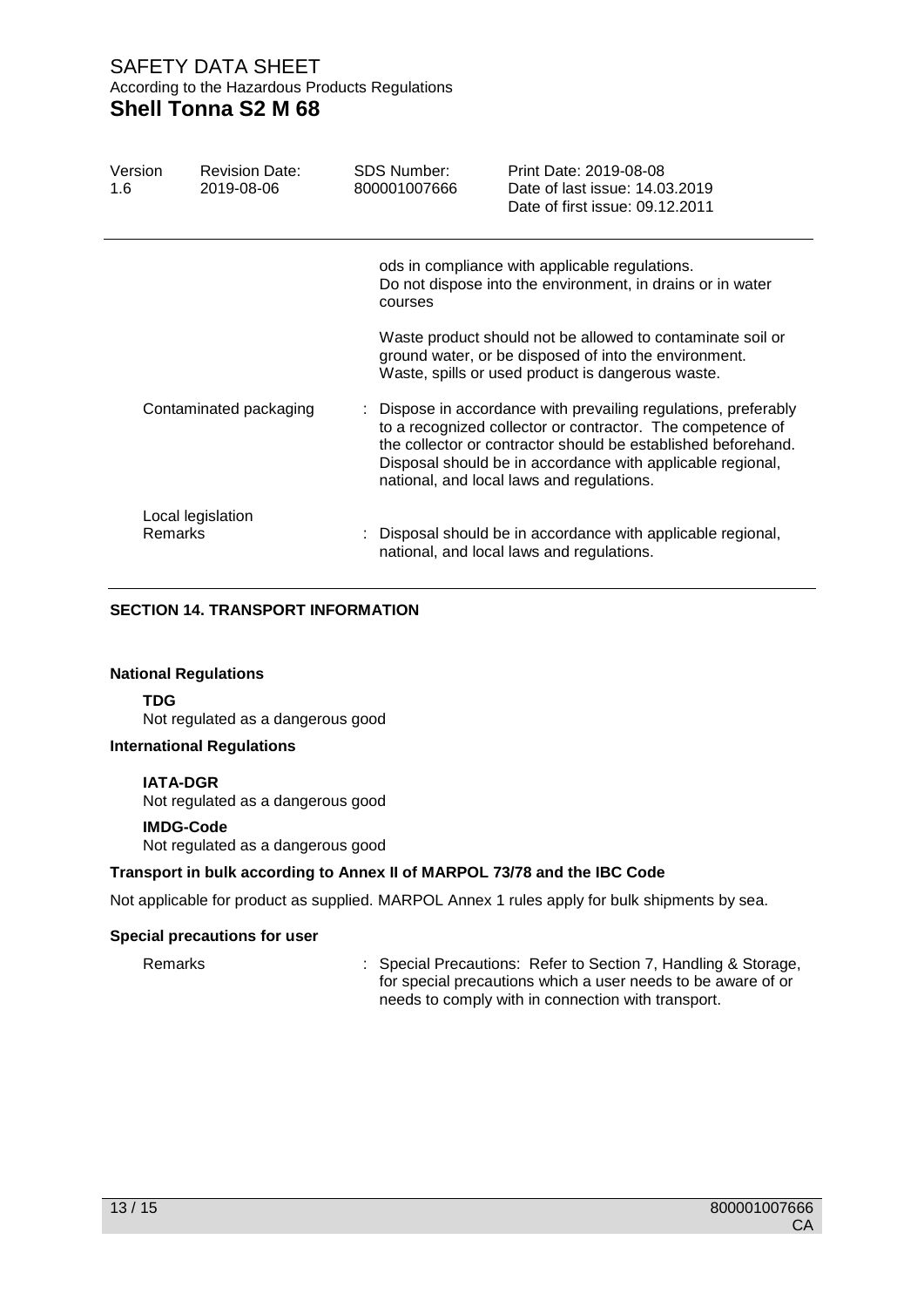ods in compliance with applicable regulations.
Do not dispose into the environment, in drains or in water courses

Waste product should not be allowed to contaminate soil or ground water, or be disposed of into the environment.
Waste, spills or used product is dangerous waste.

Contaminated packaging : Dispose in accordance with prevailing regulations, preferably to a recognized collector or contractor. The competence of the collector or contractor should be established beforehand. Disposal should be in accordance with applicable regional, national, and local laws and regulations.

Local legislation

Remarks : Disposal should be in accordance with applicable regional, national, and local laws and regulations.

## SECTION 14. TRANSPORT INFORMATION

**National Regulations**

**TDG**
Not regulated as a dangerous good

**International Regulations**

**IATA-DGR**
Not regulated as a dangerous good

**IMDG-Code**
Not regulated as a dangerous good

**Transport in bulk according to Annex II of MARPOL 73/78 and the IBC Code**

Not applicable for product as supplied. MARPOL Annex 1 rules apply for bulk shipments by sea.

**Special precautions for user**

Remarks : Special Precautions: Refer to Section 7, Handling & Storage, for special precautions which a user needs to be aware of or needs to comply with in connection with transport.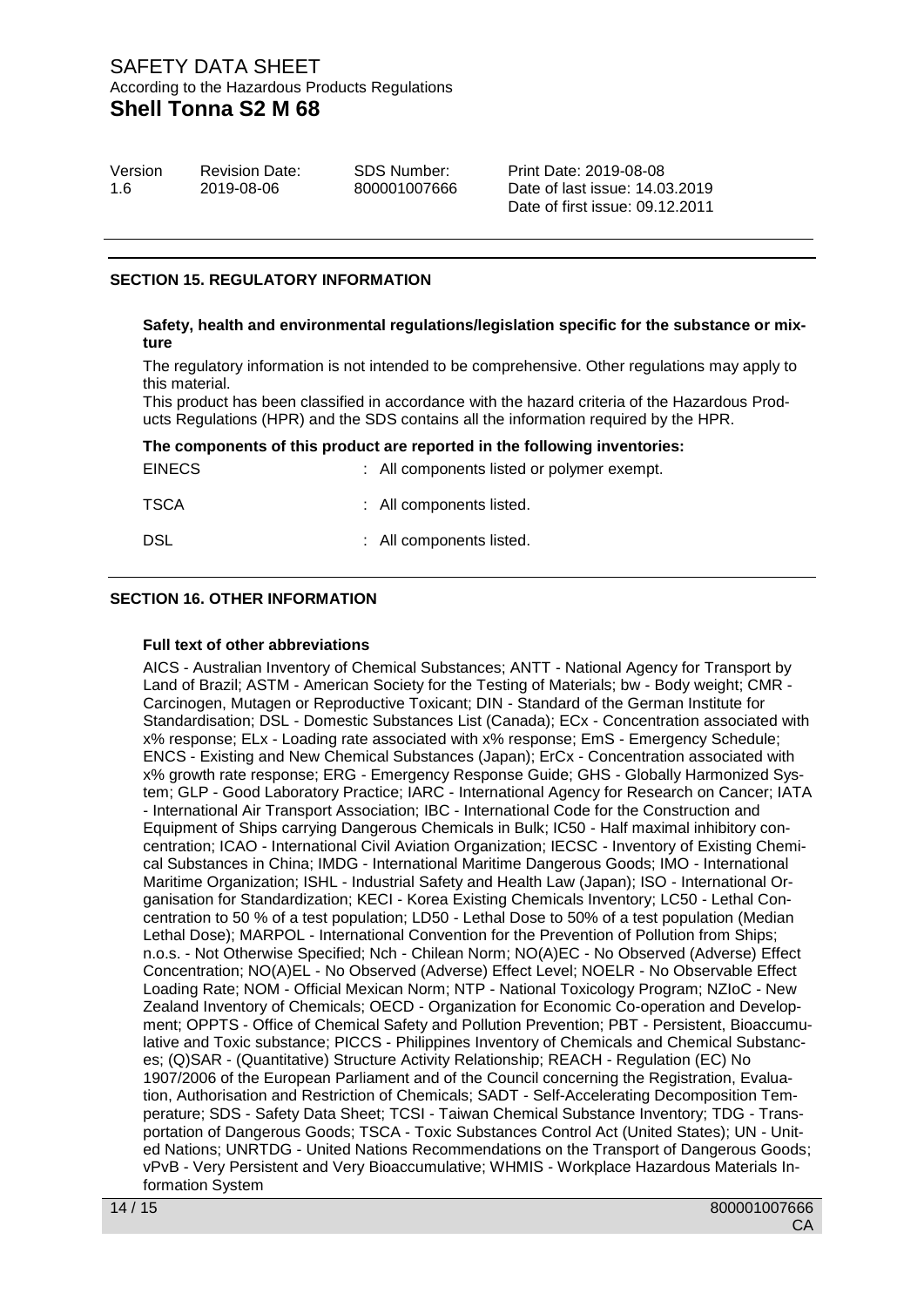## SECTION 15. REGULATORY INFORMATION

**Safety, health and environmental regulations/legislation specific for the substance or mixture**

The regulatory information is not intended to be comprehensive. Other regulations may apply to this material.

This product has been classified in accordance with the hazard criteria of the Hazardous Products Regulations (HPR) and the SDS contains all the information required by the HPR.

**The components of this product are reported in the following inventories:**

| | |
|---|---|
| EINECS | : All components listed or polymer exempt. |
| TSCA | : All components listed. |
| DSL | : All components listed. |

## SECTION 16. OTHER INFORMATION

**Full text of other abbreviations**

AICS - Australian Inventory of Chemical Substances; ANTT - National Agency for Transport by Land of Brazil; ASTM - American Society for the Testing of Materials; bw - Body weight; CMR - Carcinogen, Mutagen or Reproductive Toxicant; DIN - Standard of the German Institute for Standardisation; DSL - Domestic Substances List (Canada); ECx - Concentration associated with x% response; ELx - Loading rate associated with x% response; EmS - Emergency Schedule; ENCS - Existing and New Chemical Substances (Japan); ErCx - Concentration associated with x% growth rate response; ERG - Emergency Response Guide; GHS - Globally Harmonized System; GLP - Good Laboratory Practice; IARC - International Agency for Research on Cancer; IATA - International Air Transport Association; IBC - International Code for the Construction and Equipment of Ships carrying Dangerous Chemicals in Bulk; IC50 - Half maximal inhibitory concentration; ICAO - International Civil Aviation Organization; IECSC - Inventory of Existing Chemical Substances in China; IMDG - International Maritime Dangerous Goods; IMO - International Maritime Organization; ISHL - Industrial Safety and Health Law (Japan); ISO - International Organisation for Standardization; KECI - Korea Existing Chemicals Inventory; LC50 - Lethal Concentration to 50 % of a test population; LD50 - Lethal Dose to 50% of a test population (Median Lethal Dose); MARPOL - International Convention for the Prevention of Pollution from Ships; n.o.s. - Not Otherwise Specified; Nch - Chilean Norm; NO(A)EC - No Observed (Adverse) Effect Concentration; NO(A)EL - No Observed (Adverse) Effect Level; NOELR - No Observable Effect Loading Rate; NOM - Official Mexican Norm; NTP - National Toxicology Program; NZIoC - New Zealand Inventory of Chemicals; OECD - Organization for Economic Co-operation and Development; OPPTS - Office of Chemical Safety and Pollution Prevention; PBT - Persistent, Bioaccumulative and Toxic substance; PICCS - Philippines Inventory of Chemicals and Chemical Substances; (Q)SAR - (Quantitative) Structure Activity Relationship; REACH - Regulation (EC) No 1907/2006 of the European Parliament and of the Council concerning the Registration, Evaluation, Authorisation and Restriction of Chemicals; SADT - Self-Accelerating Decomposition Temperature; SDS - Safety Data Sheet; TCSI - Taiwan Chemical Substance Inventory; TDG - Transportation of Dangerous Goods; TSCA - Toxic Substances Control Act (United States); UN - United Nations; UNRTDG - United Nations Recommendations on the Transport of Dangerous Goods; vPvB - Very Persistent and Very Bioaccumulative; WHMIS - Workplace Hazardous Materials Information System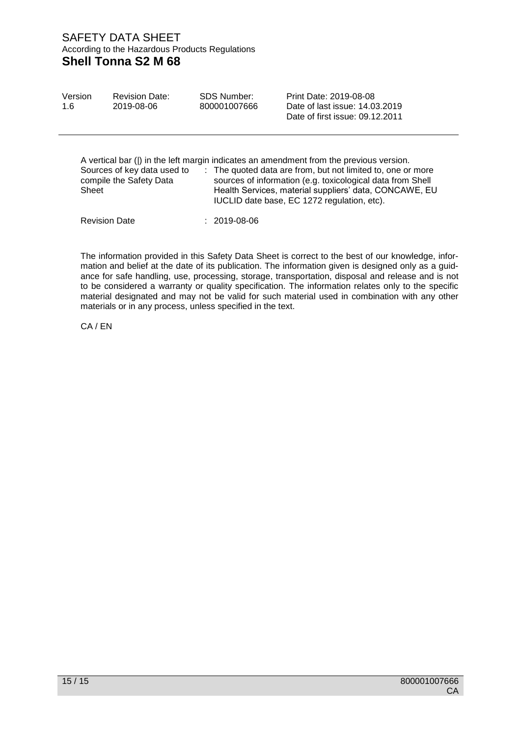A vertical bar (|) in the left margin indicates an amendment from the previous version.

| | |
|---|---|
| Sources of key data used to compile the Safety Data Sheet | : The quoted data are from, but not limited to, one or more sources of information (e.g. toxicological data from Shell Health Services, material suppliers' data, CONCAWE, EU IUCLID date base, EC 1272 regulation, etc). |
| Revision Date | : 2019-08-06 |

The information provided in this Safety Data Sheet is correct to the best of our knowledge, information and belief at the date of its publication. The information given is designed only as a guidance for safe handling, use, processing, storage, transportation, disposal and release and is not to be considered a warranty or quality specification. The information relates only to the specific material designated and may not be valid for such material used in combination with any other materials or in any process, unless specified in the text.

CA / EN